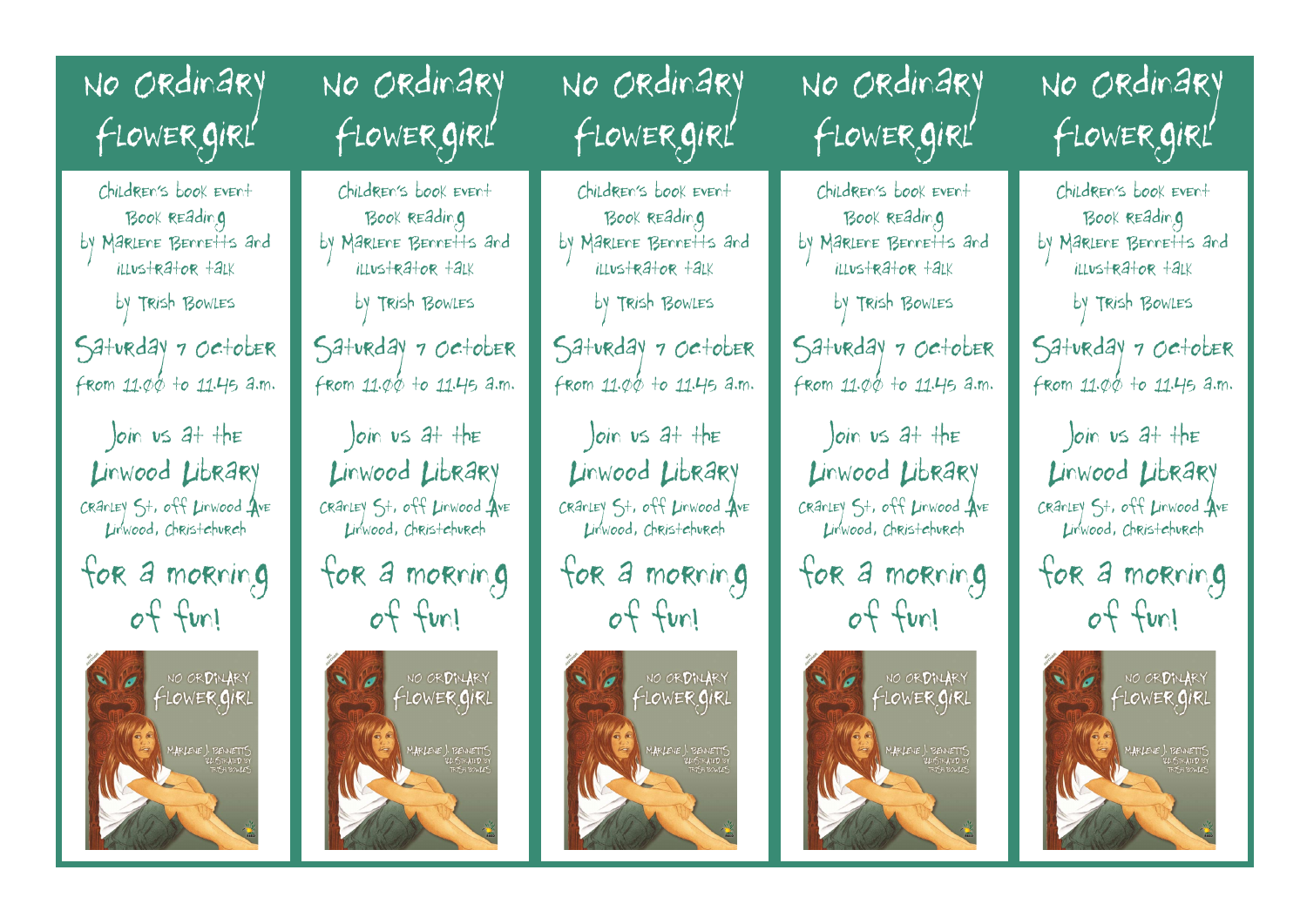# No Ordinary Flower Girl

Children's book event

Book Reading
by Marlene Bennetts and
illustrator talk
by Trish Bowles

**Saturday 7 October**
from 11.00 to 11.45 a.m.

Join us at the
**Linwood Library**
Cranley St, off Linwood Ave
Linwood, Christchurch

**for a morning of fun!**

---

# No Ordinary Flower Girl

Children's book event

Book Reading
by Marlene Bennetts and
illustrator talk
by Trish Bowles

**Saturday 7 October**
from 11.00 to 11.45 a.m.

Join us at the
**Linwood Library**
Cranley St, off Linwood Ave
Linwood, Christchurch

**for a morning of fun!**

---

# No Ordinary Flower Girl

Children's book event

Book Reading
by Marlene Bennetts and
illustrator talk
by Trish Bowles

**Saturday 7 October**
from 11.00 to 11.45 a.m.

Join us at the
**Linwood Library**
Cranley St, off Linwood Ave
Linwood, Christchurch

**for a morning of fun!**

---

# No Ordinary Flower Girl

Children's book event

Book Reading
by Marlene Bennetts and
illustrator talk
by Trish Bowles

**Saturday 7 October**
from 11.00 to 11.45 a.m.

Join us at the
**Linwood Library**
Cranley St, off Linwood Ave
Linwood, Christchurch

**for a morning of fun!**

---

# No Ordinary Flower Girl

Children's book event

Book Reading
by Marlene Bennetts and
illustrator talk
by Trish Bowles

**Saturday 7 October**
from 11.00 to 11.45 a.m.

Join us at the
**Linwood Library**
Cranley St, off Linwood Ave
Linwood, Christchurch

**for a morning of fun!**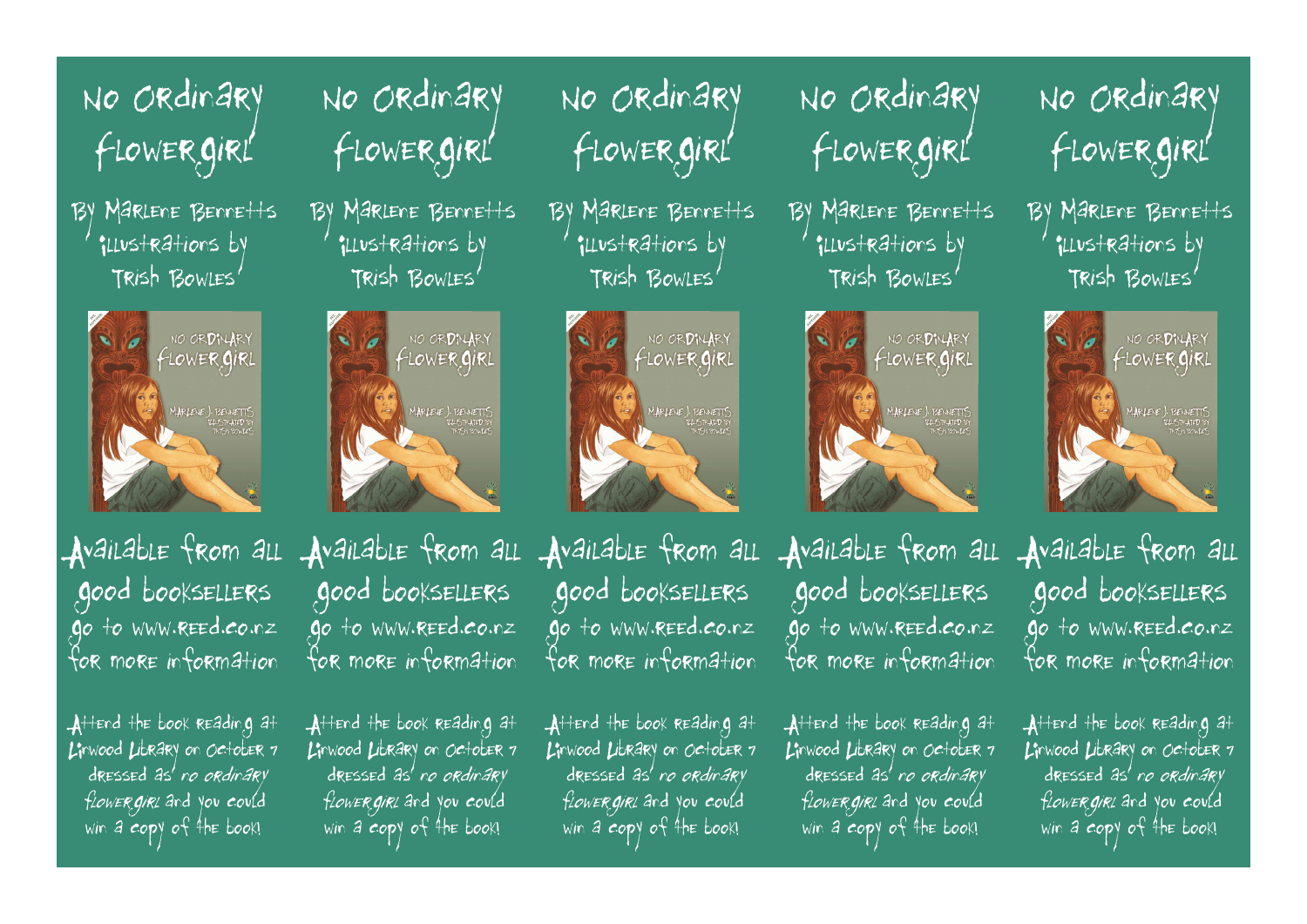# No Ordinary Flower Girl

By Marlene Bennetts
illustrations by
Trish Bowles

Available from all good booksellers
go to www.reed.co.nz for more information

Attend the book reading at Linwood Library on October 7 dressed as *no ordinary flower girl* and you could win a copy of the book!

# No Ordinary Flower Girl

By Marlene Bennetts
illustrations by
Trish Bowles

Available from all good booksellers
go to www.reed.co.nz for more information

Attend the book reading at Linwood Library on October 7 dressed as *no ordinary flower girl* and you could win a copy of the book!

# No Ordinary Flower Girl

By Marlene Bennetts
illustrations by
Trish Bowles

Available from all good booksellers
go to www.reed.co.nz for more information

Attend the book reading at Linwood Library on October 7 dressed as *no ordinary flower girl* and you could win a copy of the book!

# No Ordinary Flower Girl

By Marlene Bennetts
illustrations by
Trish Bowles

Available from all good booksellers
go to www.reed.co.nz for more information

Attend the book reading at Linwood Library on October 7 dressed as *no ordinary flower girl* and you could win a copy of the book!

# No Ordinary Flower Girl

By Marlene Bennetts
illustrations by
Trish Bowles

Available from all good booksellers
go to www.reed.co.nz for more information

Attend the book reading at Linwood Library on October 7 dressed as *no ordinary flower girl* and you could win a copy of the book!